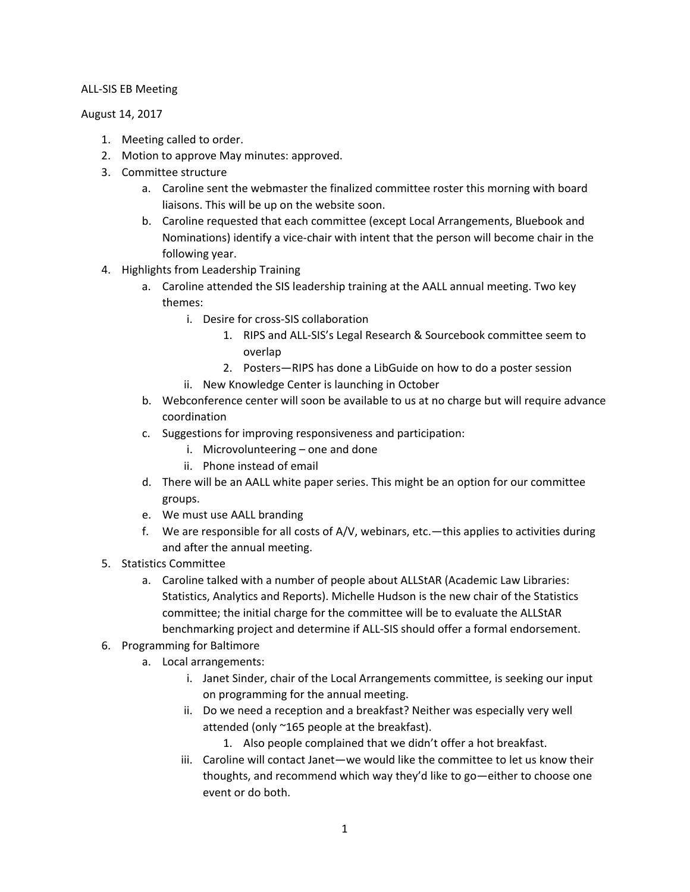ALL-SIS EB Meeting

August 14, 2017

1. Meeting called to order.
2. Motion to approve May minutes: approved.
3. Committee structure
    a. Caroline sent the webmaster the finalized committee roster this morning with board liaisons. This will be up on the website soon.
    b. Caroline requested that each committee (except Local Arrangements, Bluebook and Nominations) identify a vice-chair with intent that the person will become chair in the following year.
4. Highlights from Leadership Training
    a. Caroline attended the SIS leadership training at the AALL annual meeting. Two key themes:
        i. Desire for cross-SIS collaboration
            1. RIPS and ALL-SIS's Legal Research & Sourcebook committee seem to overlap
            2. Posters—RIPS has done a LibGuide on how to do a poster session
        ii. New Knowledge Center is launching in October
    b. Webconference center will soon be available to us at no charge but will require advance coordination
    c. Suggestions for improving responsiveness and participation:
        i. Microvolunteering – one and done
        ii. Phone instead of email
    d. There will be an AALL white paper series. This might be an option for our committee groups.
    e. We must use AALL branding
    f. We are responsible for all costs of A/V, webinars, etc.—this applies to activities during and after the annual meeting.
5. Statistics Committee
    a. Caroline talked with a number of people about ALLStAR (Academic Law Libraries: Statistics, Analytics and Reports). Michelle Hudson is the new chair of the Statistics committee; the initial charge for the committee will be to evaluate the ALLStAR benchmarking project and determine if ALL-SIS should offer a formal endorsement.
6. Programming for Baltimore
    a. Local arrangements:
        i. Janet Sinder, chair of the Local Arrangements committee, is seeking our input on programming for the annual meeting.
        ii. Do we need a reception and a breakfast? Neither was especially very well attended (only ~165 people at the breakfast).
            1. Also people complained that we didn't offer a hot breakfast.
        iii. Caroline will contact Janet—we would like the committee to let us know their thoughts, and recommend which way they'd like to go—either to choose one event or do both.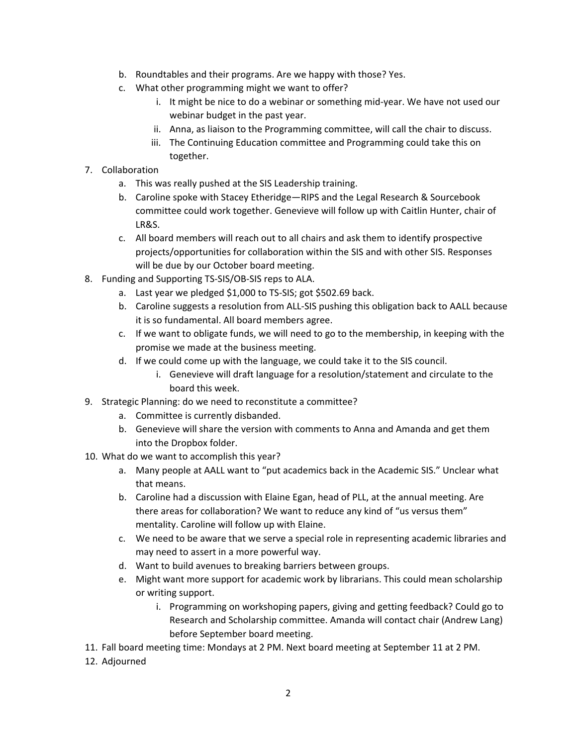b. Roundtables and their programs. Are we happy with those? Yes.
   c. What other programming might we want to offer?
      i. It might be nice to do a webinar or something mid-year. We have not used our webinar budget in the past year.
      ii. Anna, as liaison to the Programming committee, will call the chair to discuss.
      iii. The Continuing Education committee and Programming could take this on together.
7. Collaboration
   a. This was really pushed at the SIS Leadership training.
   b. Caroline spoke with Stacey Etheridge—RIPS and the Legal Research & Sourcebook committee could work together. Genevieve will follow up with Caitlin Hunter, chair of LR&S.
   c. All board members will reach out to all chairs and ask them to identify prospective projects/opportunities for collaboration within the SIS and with other SIS. Responses will be due by our October board meeting.
8. Funding and Supporting TS-SIS/OB-SIS reps to ALA.
   a. Last year we pledged $1,000 to TS-SIS; got $502.69 back.
   b. Caroline suggests a resolution from ALL-SIS pushing this obligation back to AALL because it is so fundamental. All board members agree.
   c. If we want to obligate funds, we will need to go to the membership, in keeping with the promise we made at the business meeting.
   d. If we could come up with the language, we could take it to the SIS council.
      i. Genevieve will draft language for a resolution/statement and circulate to the board this week.
9. Strategic Planning: do we need to reconstitute a committee?
   a. Committee is currently disbanded.
   b. Genevieve will share the version with comments to Anna and Amanda and get them into the Dropbox folder.
10. What do we want to accomplish this year?
    a. Many people at AALL want to "put academics back in the Academic SIS." Unclear what that means.
    b. Caroline had a discussion with Elaine Egan, head of PLL, at the annual meeting. Are there areas for collaboration? We want to reduce any kind of "us versus them" mentality. Caroline will follow up with Elaine.
    c. We need to be aware that we serve a special role in representing academic libraries and may need to assert in a more powerful way.
    d. Want to build avenues to breaking barriers between groups.
    e. Might want more support for academic work by librarians. This could mean scholarship or writing support.
       i. Programming on workshoping papers, giving and getting feedback? Could go to Research and Scholarship committee. Amanda will contact chair (Andrew Lang) before September board meeting.
11. Fall board meeting time: Mondays at 2 PM. Next board meeting at September 11 at 2 PM.
12. Adjourned